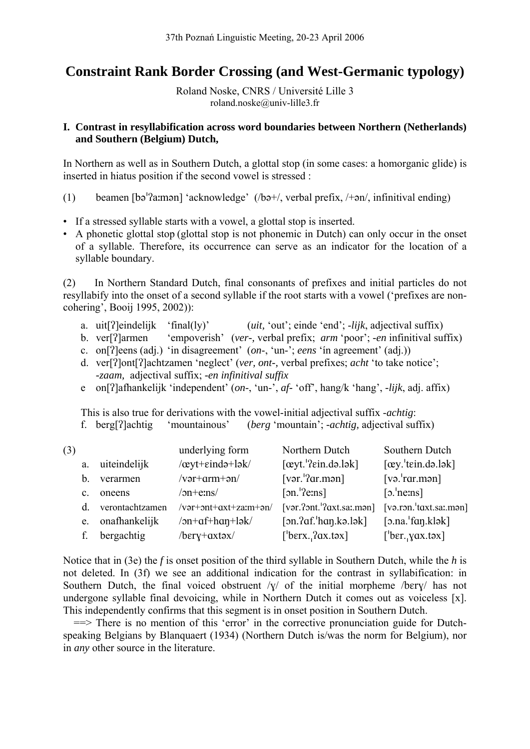37th Poznań Linguistic Meeting, 20-23 April 2006

# Constraint Rank Border Crossing (and West-Germanic typology)

Roland Noske, CNRS / Université Lille 3
roland.noske@univ-lille3.fr

## I. Contrast in resyllabification across word boundaries between Northern (Netherlands) and Southern (Belgium) Dutch,

In Northern as well as in Southern Dutch, a glottal stop (in some cases: a homorganic glide) is inserted in hiatus position if the second vowel is stressed :

(1) beamen [bəˈʔaːmən] ‘acknowledge’ (/bə+/, verbal prefix, /+ən/, infinitival ending)

- If a stressed syllable starts with a vowel, a glottal stop is inserted.
- A phonetic glottal stop (glottal stop is not phonemic in Dutch) can only occur in the onset of a syllable. Therefore, its occurrence can serve as an indicator for the location of a syllable boundary.

(2) In Northern Standard Dutch, final consonants of prefixes and initial particles do not resyllabify into the onset of a second syllable if the root starts with a vowel (‘prefixes are non-cohering’, Booij 1995, 2002)):

a. uit[ʔ]eindelijk ‘final(ly)’ (*uit,* ‘out’; einde ‘end’; -*lijk*, adjectival suffix)
b. ver[ʔ]armen ‘empoverish’ (*ver-,* verbal prefix; *arm* ‘poor’; -*en* infinitival suffix)
c. on[ʔ]eens (adj.) ‘in disagreement’ (*on-*, ‘un-’; *eens* ‘in agreement’ (adj.))
d. ver[ʔ]ont[ʔ]achtzamen ‘neglect’ (*ver, ont-,* verbal prefixes; *acht* ‘to take notice’; -*zaam,* adjectival suffix; -*en infinitival suffix*
e on[ʔ]afhankelijk ‘independent’ (*on-*, ‘un-’, *af-* ‘off’, hang/k ‘hang’, -*lijk*, adj. affix)

This is also true for derivations with the vowel-initial adjectival suffix -*achtig*:
f. berg[ʔ]achtig ‘mountainous’ (*berg* ‘mountain’; -*achtig,* adjectival suffix)

| (3) | | underlying form | Northern Dutch | Southern Dutch |
|---|---|---|---|---|
| a. | uiteindelijk | /œyt+ɛində+lək/ | [œyt.ˈʔɛin.də.lək] | [œy.ˈtɛin.də.lək] |
| b. | verarmen | /vər+ɑrm+ən/ | [vər.ˈʔɑr.mən] | [və.ˈrɑr.mən] |
| c. | oneens | /ɔn+eːns/ | [ɔn.ˈʔeːns] | [ɔ.ˈneːns] |
| d. | verontachtzamen | /vər+ɔnt+ɑxt+zaːm+ən/ | [vər.ʔɔnt.ˈʔɑxt.saː.mən] | [və.rɔn.ˈtɑxt.saː.mən] |
| e. | onafhankelijk | /ɔn+ɑf+hɑŋ+lək/ | [ɔn.ʔɑf.ˈhɑŋ.kə.lək] | [ɔ.na.ˈfɑŋ.klək] |
| f. | bergachtig | /bɛrɣ+ɑxtəx/ | [ˈbɛrx.ˌʔɑx.təx] | [ˈbɛr.ˌɣɑx.təx] |

Notice that in (3e) the *f* is onset position of the third syllable in Southern Dutch, while the *h* is not deleted. In (3f) we see an additional indication for the contrast in syllabification: in Southern Dutch, the final voiced obstruent /ɣ/ of the initial morpheme /bɛrɣ/ has not undergone syllable final devoicing, while in Northern Dutch it comes out as voiceless [x]. This independently confirms that this segment is in onset position in Southern Dutch.

==> There is no mention of this ‘error’ in the corrective pronunciation guide for Dutch-speaking Belgians by Blanquaert (1934) (Northern Dutch is/was the norm for Belgium), nor in *any* other source in the literature.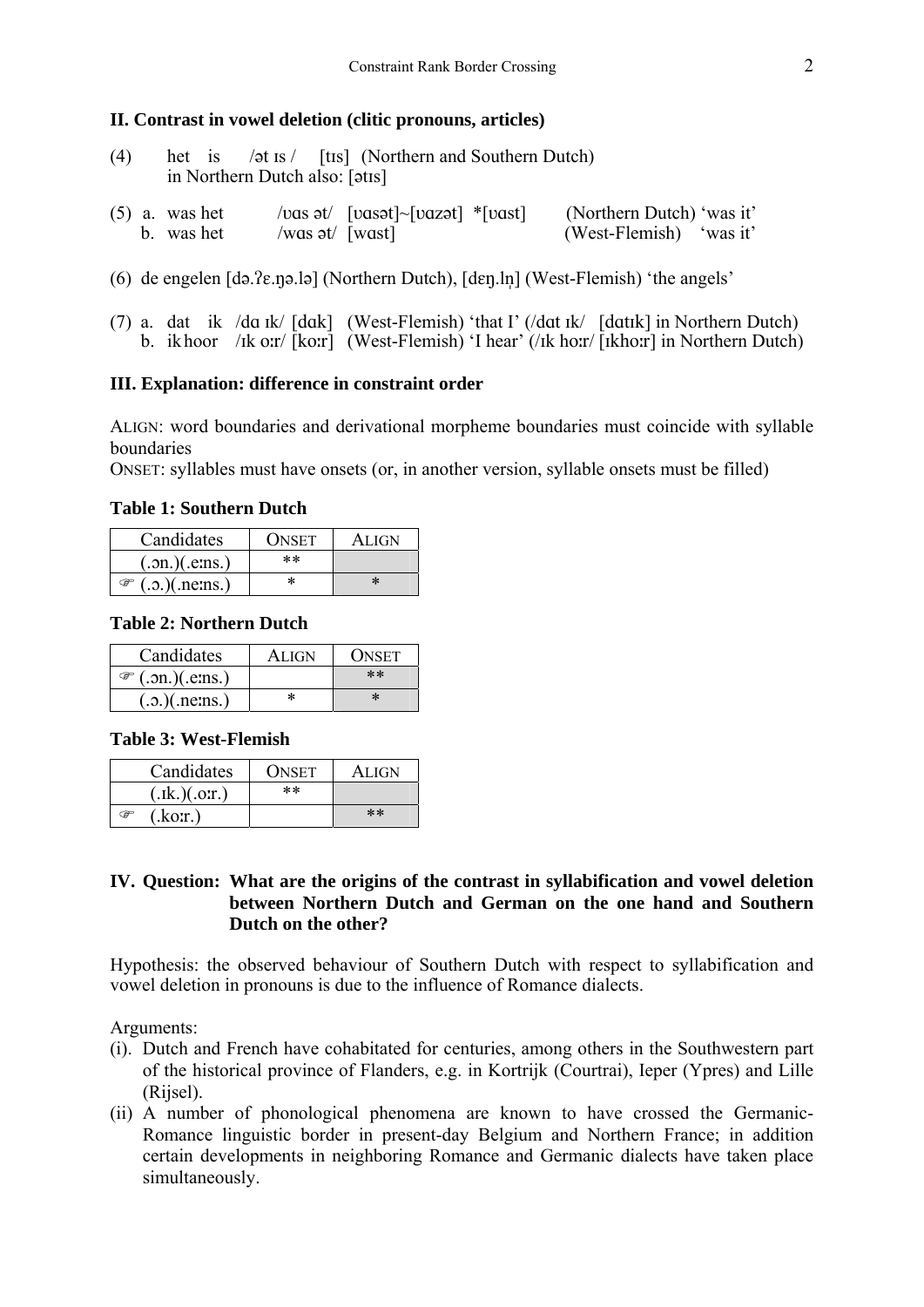## II. Contrast in vowel deletion (clitic pronouns, articles)

(4) het is /ət ɪs / [tɪs] (Northern and Southern Dutch)
in Northern Dutch also: [ətɪs]

(5) a. was het /ʋɑs ət/ [ʋɑsət]~[ʋɑzət] *[ʋɑst] (Northern Dutch) 'was it'
b. was het /wɑs ət/ [wɑst] (West-Flemish) 'was it'

(6) de engelen [də.ʔɛ.ŋə.lə] (Northern Dutch), [dɛŋ.l̩n̩] (West-Flemish) 'the angels'

(7) a. dat ik /dɑ ɪk/ [dɑk] (West-Flemish) 'that I' (/dɑt ɪk/ [dɑtɪk] in Northern Dutch)
b. ik hoor /ɪk oːr/ [koːr] (West-Flemish) 'I hear' (/ɪk hoːr/ [ɪkhoːr] in Northern Dutch)

## III. Explanation: difference in constraint order

ALIGN: word boundaries and derivational morpheme boundaries must coincide with syllable boundaries
ONSET: syllables must have onsets (or, in another version, syllable onsets must be filled)

**Table 1: Southern Dutch**

| Candidates | ONSET | ALIGN |
|---|---|---|
| (.ɔn.)(.eːns.) | ** | |
| ☞ (.ɔ.)(.neːns.) | * | * |

**Table 2: Northern Dutch**

| Candidates | ALIGN | ONSET |
|---|---|---|
| ☞ (.ɔn.)(.eːns.) | | ** |
| (.ɔ.)(.neːns.) | * | * |

**Table 3: West-Flemish**

| Candidates | ONSET | ALIGN |
|---|---|---|
| (.ɪk.)(.oːr.) | ** | |
| ☞ (.koːr.) | | ** |

## IV. Question: What are the origins of the contrast in syllabification and vowel deletion between Northern Dutch and German on the one hand and Southern Dutch on the other?

Hypothesis: the observed behaviour of Southern Dutch with respect to syllabification and vowel deletion in pronouns is due to the influence of Romance dialects.

Arguments:

(i). Dutch and French have cohabitated for centuries, among others in the Southwestern part of the historical province of Flanders, e.g. in Kortrijk (Courtrai), Ieper (Ypres) and Lille (Rijsel).

(ii) A number of phonological phenomena are known to have crossed the Germanic-Romance linguistic border in present-day Belgium and Northern France; in addition certain developments in neighboring Romance and Germanic dialects have taken place simultaneously.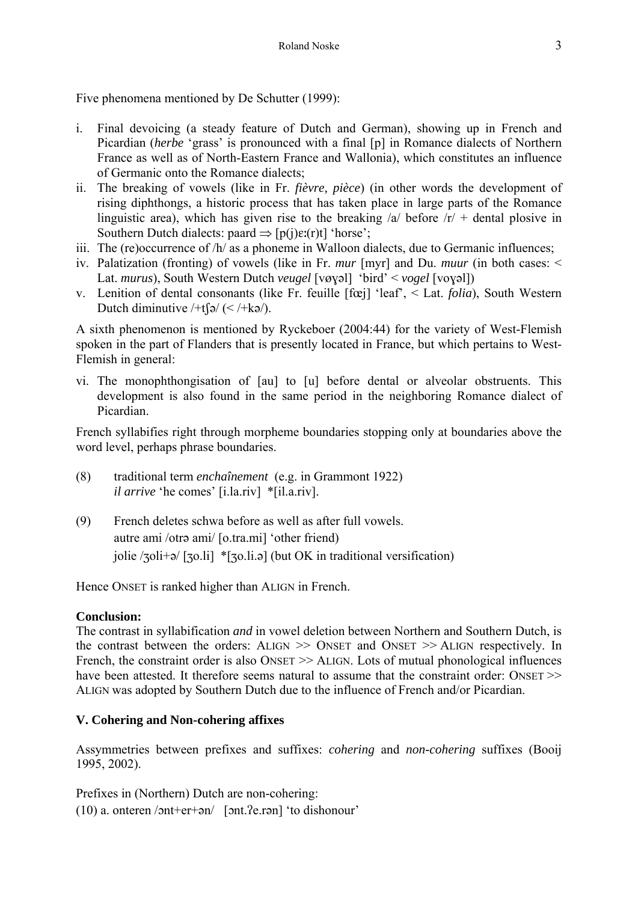Five phenomena mentioned by De Schutter (1999):

i. Final devoicing (a steady feature of Dutch and German), showing up in French and Picardian (*herbe* 'grass' is pronounced with a final [p] in Romance dialects of Northern France as well as of North-Eastern France and Wallonia), which constitutes an influence of Germanic onto the Romance dialects;
ii. The breaking of vowels (like in Fr. *fièvre, pièce*) (in other words the development of rising diphthongs, a historic process that has taken place in large parts of the Romance linguistic area), which has given rise to the breaking /a/ before /r/ + dental plosive in Southern Dutch dialects: paard ⇒ [p(j)ɛː(r)t] 'horse';
iii. The (re)occurrence of /h/ as a phoneme in Walloon dialects, due to Germanic influences;
iv. Palatization (fronting) of vowels (like in Fr. *mur* [myr] and Du. *muur* (in both cases: < Lat. *murus*), South Western Dutch *veugel* [vøɣəl] 'bird' < *vogel* [voɣəl])
v. Lenition of dental consonants (like Fr. feuille [fœj] 'leaf', < Lat. *folia*), South Western Dutch diminutive /+tʃə/ (< /+kə/).

A sixth phenomenon is mentioned by Ryckeboer (2004:44) for the variety of West-Flemish spoken in the part of Flanders that is presently located in France, but which pertains to West-Flemish in general:

vi. The monophthongisation of [au] to [u] before dental or alveolar obstruents. This development is also found in the same period in the neighboring Romance dialect of Picardian.

French syllabifies right through morpheme boundaries stopping only at boundaries above the word level, perhaps phrase boundaries.

(8) traditional term *enchaînement* (e.g. in Grammont 1922)
*il arrive* 'he comes' [i.la.riv] *[il.a.riv].

(9) French deletes schwa before as well as after full vowels.
autre ami /otrə ami/ [o.tra.mi] 'other friend)
jolie /ʒoli+ə/ [ʒo.li] *[ʒo.li.ə] (but OK in traditional versification)

Hence ONSET is ranked higher than ALIGN in French.

**Conclusion:**
The contrast in syllabification *and* in vowel deletion between Northern and Southern Dutch, is the contrast between the orders: ALIGN >> ONSET and ONSET >> ALIGN respectively. In French, the constraint order is also ONSET >> ALIGN. Lots of mutual phonological influences have been attested. It therefore seems natural to assume that the constraint order: ONSET >> ALIGN was adopted by Southern Dutch due to the influence of French and/or Picardian.

## V. Cohering and Non-cohering affixes

Assymmetries between prefixes and suffixes: *cohering* and *non-cohering* suffixes (Booij 1995, 2002).

Prefixes in (Northern) Dutch are non-cohering:
(10) a. onteren /ɔnt+er+ən/ [ɔnt.ʔe.rən] 'to dishonour'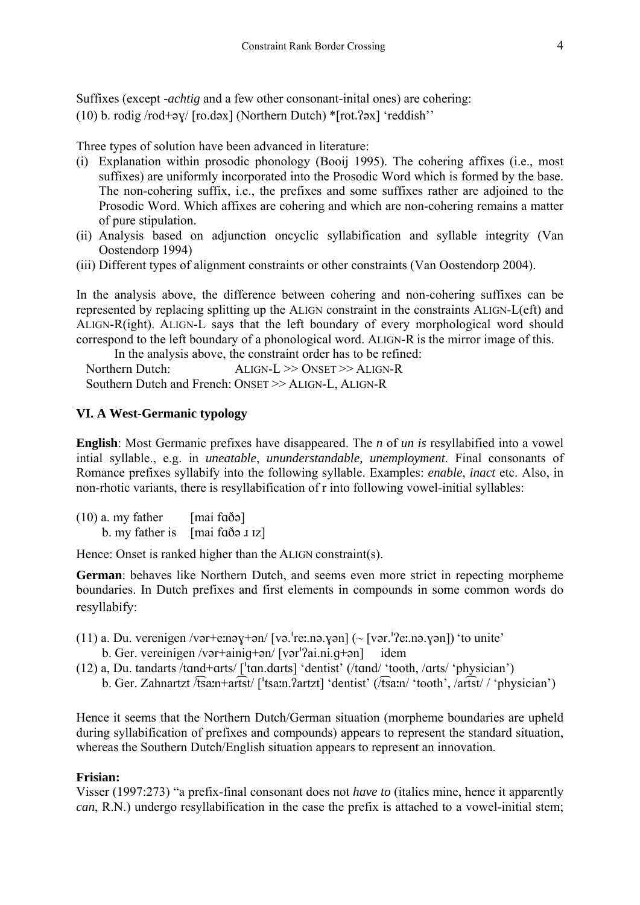Suffixes (except -*achtig* and a few other consonant-inital ones) are cohering:

(10) b. rodig /rod+əɣ/ [ro.dəx] (Northern Dutch) *[rot.ʔəx] 'reddish''

Three types of solution have been advanced in literature:

(i) Explanation within prosodic phonology (Booij 1995). The cohering affixes (i.e., most suffixes) are uniformly incorporated into the Prosodic Word which is formed by the base. The non-cohering suffix, i.e., the prefixes and some suffixes rather are adjoined to the Prosodic Word. Which affixes are cohering and which are non-cohering remains a matter of pure stipulation.
(ii) Analysis based on adjunction oncyclic syllabification and syllable integrity (Van Oostendorp 1994)
(iii) Different types of alignment constraints or other constraints (Van Oostendorp 2004).

In the analysis above, the difference between cohering and non-cohering suffixes can be represented by replacing splitting up the ALIGN constraint in the constraints ALIGN-L(eft) and ALIGN-R(ight). ALIGN-L says that the left boundary of every morphological word should correspond to the left boundary of a phonological word. ALIGN-R is the mirror image of this.

In the analysis above, the constraint order has to be refined:

Northern Dutch: ALIGN-L >> ONSET >> ALIGN-R
Southern Dutch and French: ONSET >> ALIGN-L, ALIGN-R

### VI. A West-Germanic typology

**English**: Most Germanic prefixes have disappeared. The *n* of *un is* resyllabified into a vowel intial syllable., e.g. in *uneatable*, *ununderstandable, unemployment*. Final consonants of Romance prefixes syllabify into the following syllable. Examples: *enable*, *inact* etc. Also, in non-rhotic variants, there is resyllabification of r into following vowel-initial syllables:

(10) a. my father [mai fɑðə]
b. my father is [mai fɑðə ɹ ɪz]

Hence: Onset is ranked higher than the ALIGN constraint(s).

**German**: behaves like Northern Dutch, and seems even more strict in repecting morpheme boundaries. In Dutch prefixes and first elements in compounds in some common words do resyllabify:

(11) a. Du. verenigen /vər+eːnəɣ+ən/ [və.ˈreː.nə.ɣən] (~ [vər.ˈʔeː.nə.ɣən]) 'to unite'
b. Ger. vereinigen /vər+ainig+ən/ [vərˈʔai.ni.g+ən] idem

(12) a, Du. tandarts /tɑnd+ɑrts/ [ˈtɑn.dɑrts] 'dentist' (/tɑnd/ 'tooth, /ɑrts/ 'physician')
b. Ger. Zahnartzt /t͡saːn+ar͡tst/ [ˈt͡saːn.ʔartzt] 'dentist' (/t͡saːn/ 'tooth', /ar͡tst/ / 'physician')

Hence it seems that the Northern Dutch/German situation (morpheme boundaries are upheld during syllabification of prefixes and compounds) appears to represent the standard situation, whereas the Southern Dutch/English situation appears to represent an innovation.

**Frisian:**

Visser (1997:273) "a prefix-final consonant does not *have to* (italics mine, hence it apparently *can*, R.N.) undergo resyllabification in the case the prefix is attached to a vowel-initial stem;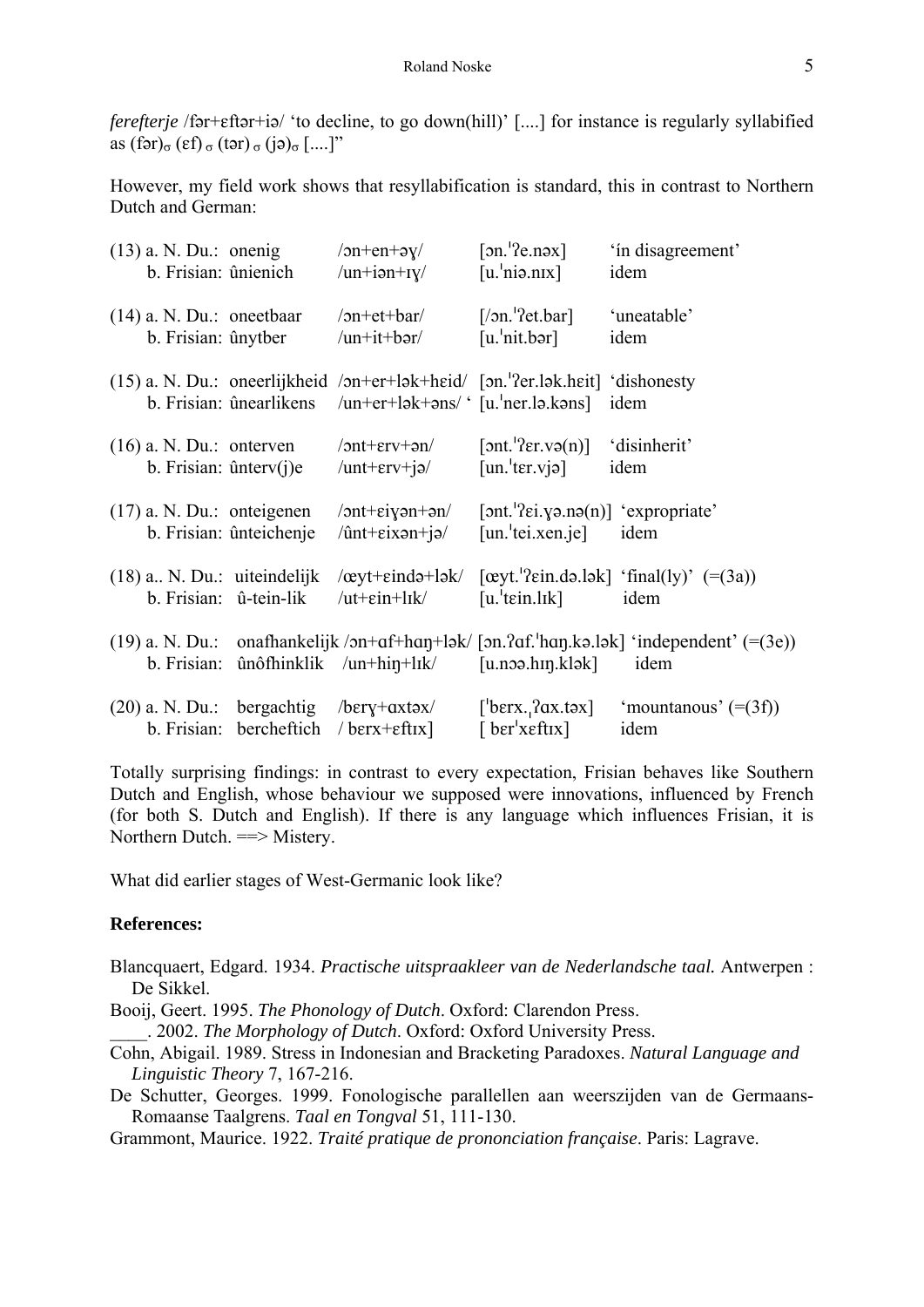*ferefterje* /fər+ɛftər+iə/ 'to decline, to go down(hill)' [....] for instance is regularly syllabified as $(fər)_\sigma$ $(ɛf)_\sigma$ $(tər)_\sigma$ $(jə)_\sigma$ [....]"

However, my field work shows that resyllabification is standard, this in contrast to Northern Dutch and German:

| | | | | |
|---|---|---|---|---|
| (13) a. N. Du.: | onenig | /ɔn+en+əɣ/ | [ɔn.ˈʔe.nəx] | 'ín disagreement' |
| b. Frisian: | ûnienich | /un+iən+ɪɣ/ | [u.ˈniə.nɪx] | idem |
| (14) a. N. Du.: | oneetbaar | /ɔn+et+bar/ | [/ɔn.ˈʔet.bar] | 'uneatable' |
| b. Frisian: | ûnytber | /un+it+bər/ | [u.ˈnit.bər] | idem |
| (15) a. N. Du.: | oneerlijkheid | /ɔn+er+lək+hɛid/ | [ɔn.ˈʔer.lək.hɛit] | 'dishonesty |
| b. Frisian: | ûnearlikens | /un+er+lək+əns/ ' | [u.ˈner.lə.kəns] | idem |
| (16) a. N. Du.: | onterven | /ɔnt+ɛrv+ən/ | [ɔnt.ˈʔɛr.və(n)] | 'disinherit' |
| b. Frisian: | ûnterv(j)e | /unt+ɛrv+jə/ | [un.ˈtɛr.vjə] | idem |
| (17) a. N. Du.: | onteigenen | /ɔnt+ɛiɣən+ən/ | [ɔnt.ˈʔɛi.ɣə.nə(n)] | 'expropriate' |
| b. Frisian: | ûnteichenje | /ûnt+ɛixən+jə/ | [un.ˈtei.xen.je] | idem |
| (18) a.. N. Du.: | uiteindelijk | /œyt+ɛində+lək/ | [œyt.ˈʔɛin.də.lək] | 'final(ly)' (=(3a)) |
| b. Frisian: | û-tein-lik | /ut+ɛin+lɪk/ | [u.ˈtɛin.lɪk] | idem |
| (19) a. N. Du.: | onafhankelijk | /ɔn+ɑf+hɑŋ+lək/ | [ɔn.ʔɑf.ˈhɑŋ.kə.lək] | 'independent' (=(3e)) |
| b. Frisian: | ûnôfhinklik | /un+hiŋ+lɪk/ | [u.nɔə.hɪŋ.klək] | idem |
| (20) a. N. Du.: | bergachtig | /bɛrɣ+ɑxtəx/ | [ˈbɛrx.ˌʔɑx.təx] | 'mountanous' (=(3f)) |
| b. Frisian: | bercheftich | / bɛrx+ɛftɪx] | [ bɛrˈxɛftɪx] | idem |

Totally surprising findings: in contrast to every expectation, Frisian behaves like Southern Dutch and English, whose behaviour we supposed were innovations, influenced by French (for both S. Dutch and English). If there is any language which influences Frisian, it is Northern Dutch. ==> Mistery.

What did earlier stages of West-Germanic look like?

**References:**

Blancquaert, Edgard. 1934. *Practische uitspraakleer van de Nederlandsche taal.* Antwerpen : De Sikkel.

Booij, Geert. 1995. *The Phonology of Dutch*. Oxford: Clarendon Press.

____. 2002. *The Morphology of Dutch*. Oxford: Oxford University Press.

Cohn, Abigail. 1989. Stress in Indonesian and Bracketing Paradoxes. *Natural Language and Linguistic Theory* 7, 167-216.

De Schutter, Georges. 1999. Fonologische parallellen aan weerszijden van de Germaans-Romaanse Taalgrens. *Taal en Tongval* 51, 111-130.

Grammont, Maurice. 1922. *Traité pratique de prononciation française*. Paris: Lagrave.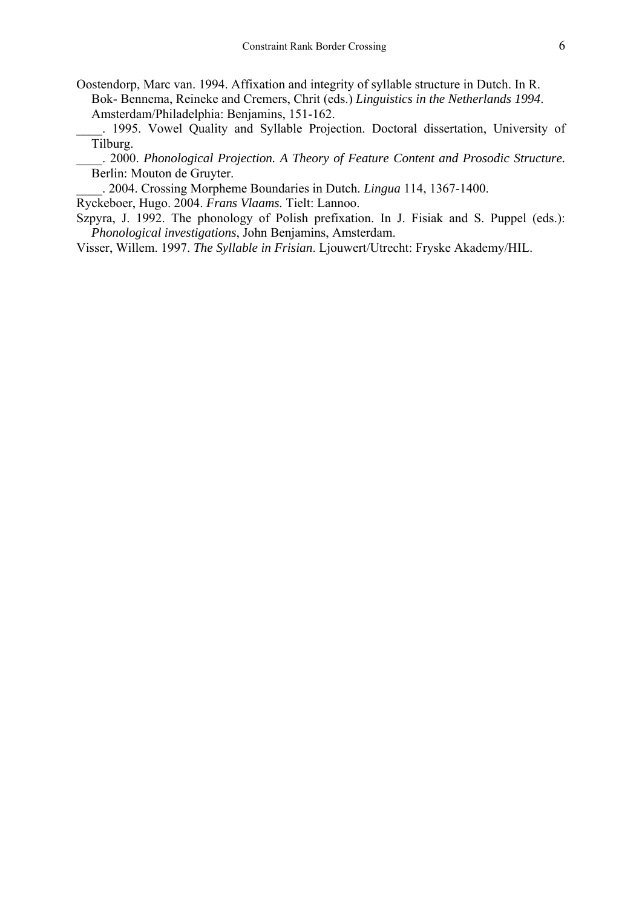Oostendorp, Marc van. 1994. Affixation and integrity of syllable structure in Dutch. In R. Bok- Bennema, Reineke and Cremers, Chrit (eds.) *Linguistics in the Netherlands 1994*. Amsterdam/Philadelphia: Benjamins, 151-162.

____. 1995. Vowel Quality and Syllable Projection. Doctoral dissertation, University of Tilburg.

____. 2000. *Phonological Projection. A Theory of Feature Content and Prosodic Structure.* Berlin: Mouton de Gruyter.

____. 2004. Crossing Morpheme Boundaries in Dutch. *Lingua* 114, 1367-1400.

Ryckeboer, Hugo. 2004. *Frans Vlaams.* Tielt: Lannoo.

Szpyra, J. 1992. The phonology of Polish prefixation. In J. Fisiak and S. Puppel (eds.): *Phonological investigations*, John Benjamins, Amsterdam.

Visser, Willem. 1997. *The Syllable in Frisian*. Ljouwert/Utrecht: Fryske Akademy/HIL.